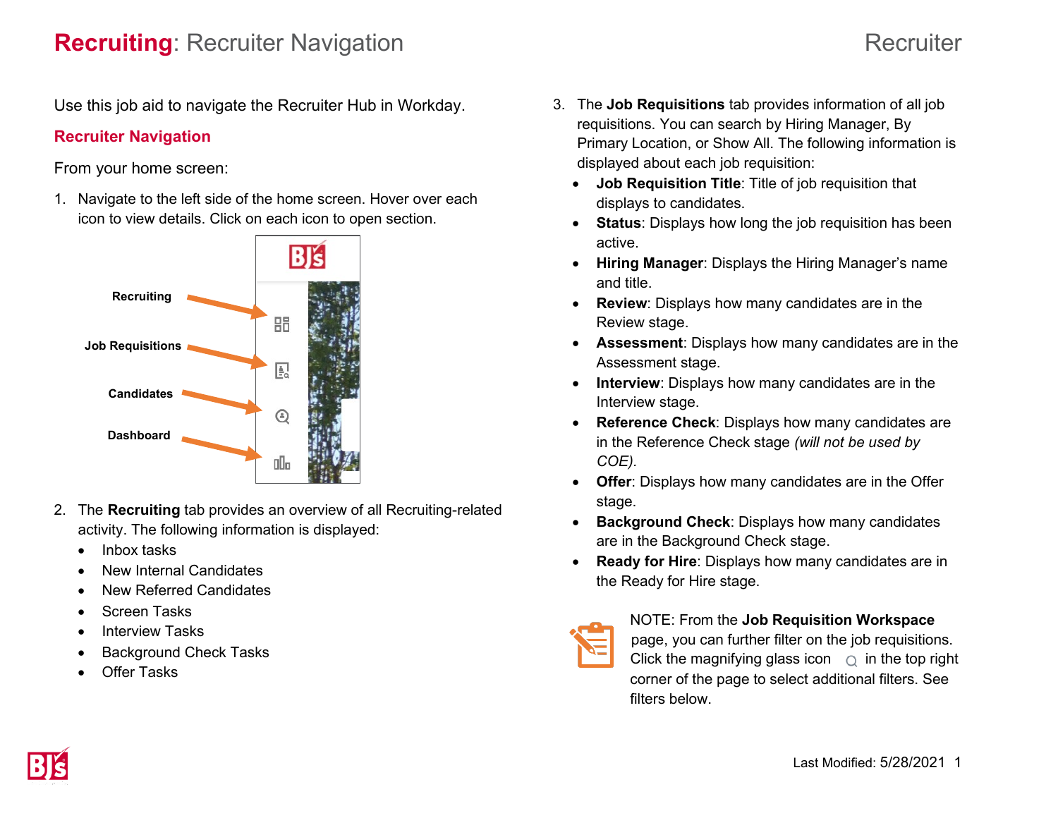# **Recruiting**: Recruiter Navigation

Recruiter

Use this job aid to navigate the Recruiter Hub in Workday.

## Recruiter Navigation

From your home screen:

1. Navigate to the left side of the home screen. Hover over each icon to view details. Click on each icon to open section.

Recruiting

Job Requisitions

Candidates

Dashboard

2. The **Recruiting** tab provides an overview of all Recruiting-related activity. The following information is displayed:
   - Inbox tasks
   - New Internal Candidates
   - New Referred Candidates
   - Screen Tasks
   - Interview Tasks
   - Background Check Tasks
   - Offer Tasks

3. The **Job Requisitions** tab provides information of all job requisitions. You can search by Hiring Manager, By Primary Location, or Show All. The following information is displayed about each job requisition:
   - **Job Requisition Title**: Title of job requisition that displays to candidates.
   - **Status**: Displays how long the job requisition has been active.
   - **Hiring Manager**: Displays the Hiring Manager's name and title.
   - **Review**: Displays how many candidates are in the Review stage.
   - **Assessment**: Displays how many candidates are in the Assessment stage.
   - **Interview**: Displays how many candidates are in the Interview stage.
   - **Reference Check**: Displays how many candidates are in the Reference Check stage *(will not be used by COE).*
   - **Offer**: Displays how many candidates are in the Offer stage.
   - **Background Check**: Displays how many candidates are in the Background Check stage.
   - **Ready for Hire**: Displays how many candidates are in the Ready for Hire stage.

NOTE: From the **Job Requisition Workspace** page, you can further filter on the job requisitions. Click the magnifying glass icon in the top right corner of the page to select additional filters. See filters below.

Last Modified: 5/28/2021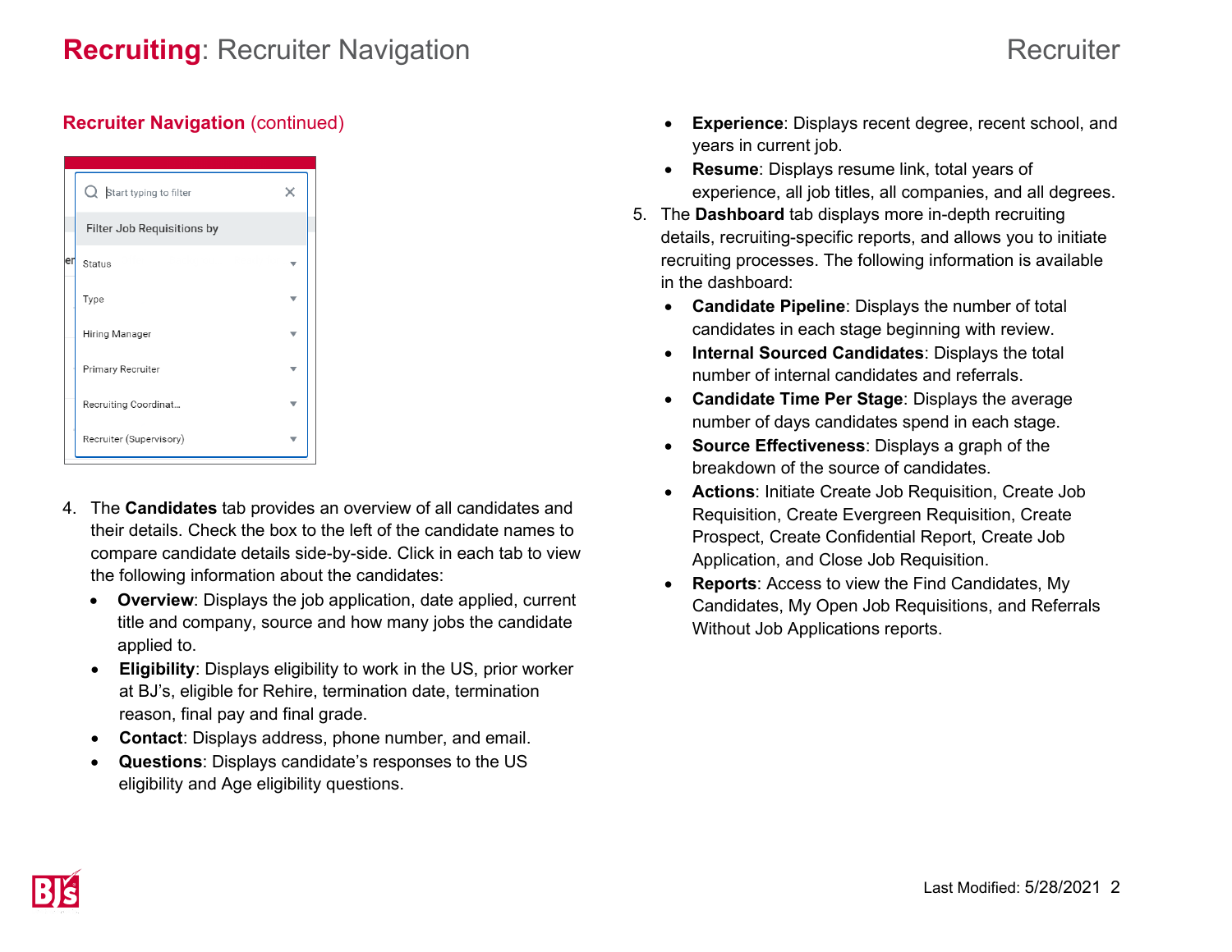# **Recruiting**: Recruiter Navigation

## Recruiter Navigation (continued)

4. The **Candidates** tab provides an overview of all candidates and their details. Check the box to the left of the candidate names to compare candidate details side-by-side. Click in each tab to view the following information about the candidates:
   - **Overview**: Displays the job application, date applied, current title and company, source and how many jobs the candidate applied to.
   - **Eligibility**: Displays eligibility to work in the US, prior worker at BJ's, eligible for Rehire, termination date, termination reason, final pay and final grade.
   - **Contact**: Displays address, phone number, and email.
   - **Questions**: Displays candidate's responses to the US eligibility and Age eligibility questions.
   - **Experience**: Displays recent degree, recent school, and years in current job.
   - **Resume**: Displays resume link, total years of experience, all job titles, all companies, and all degrees.
5. The **Dashboard** tab displays more in-depth recruiting details, recruiting-specific reports, and allows you to initiate recruiting processes. The following information is available in the dashboard:
   - **Candidate Pipeline**: Displays the number of total candidates in each stage beginning with review.
   - **Internal Sourced Candidates**: Displays the total number of internal candidates and referrals.
   - **Candidate Time Per Stage**: Displays the average number of days candidates spend in each stage.
   - **Source Effectiveness**: Displays a graph of the breakdown of the source of candidates.
   - **Actions**: Initiate Create Job Requisition, Create Job Requisition, Create Evergreen Requisition, Create Prospect, Create Confidential Report, Create Job Application, and Close Job Requisition.
   - **Reports**: Access to view the Find Candidates, My Candidates, My Open Job Requisitions, and Referrals Without Job Applications reports.